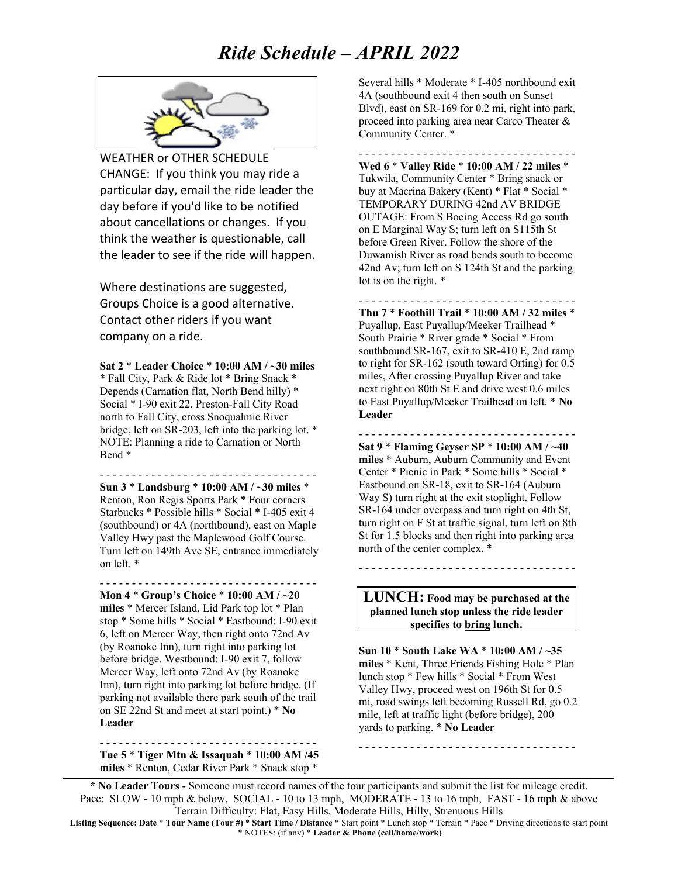# *Ride Schedule – APRIL 2022*

WEATHER or OTHER SCHEDULE CHANGE: If you think you may ride a particular day, email the ride leader the day before if you'd like to be notified about cancellations or changes. If you think the weather is questionable, call the leader to see if the ride will happen.

Where destinations are suggested, Groups Choice is a good alternative. Contact other riders if you want company on a ride.

**Sat 2** * **Leader Choice** * **10:00 AM / ~30 miles** * Fall City, Park & Ride lot * Bring Snack * Depends (Carnation flat, North Bend hilly) * Social * I-90 exit 22, Preston-Fall City Road north to Fall City, cross Snoqualmie River bridge, left on SR-203, left into the parking lot. * NOTE: Planning a ride to Carnation or North Bend *

- - - - - - - - - - - - - - - - - - - - - - - - - - - - - - - - -

**Sun 3** * **Landsburg** * **10:00 AM / ~30 miles** * Renton, Ron Regis Sports Park * Four corners Starbucks * Possible hills * Social * I-405 exit 4 (southbound) or 4A (northbound), east on Maple Valley Hwy past the Maplewood Golf Course. Turn left on 149th Ave SE, entrance immediately on left. *

- - - - - - - - - - - - - - - - - - - - - - - - - - - - - - - - -

**Mon 4** * **Group's Choice** * **10:00 AM / ~20 miles** * Mercer Island, Lid Park top lot * Plan stop * Some hills * Social * Eastbound: I-90 exit 6, left on Mercer Way, then right onto 72nd Av (by Roanoke Inn), turn right into parking lot before bridge. Westbound: I-90 exit 7, follow Mercer Way, left onto 72nd Av (by Roanoke Inn), turn right into parking lot before bridge. (If parking not available there park south of the trail on SE 22nd St and meet at start point.) * **No Leader**

- - - - - - - - - - - - - - - - - - - - - - - - - - - - - - - - -

**Tue 5** * **Tiger Mtn & Issaquah** * **10:00 AM /45 miles** * Renton, Cedar River Park * Snack stop * Several hills * Moderate * I-405 northbound exit 4A (southbound exit 4 then south on Sunset Blvd), east on SR-169 for 0.2 mi, right into park, proceed into parking area near Carco Theater & Community Center. *

- - - - - - - - - - - - - - - - - - - - - - - - - - - - - - - - -

**Wed 6** * **Valley Ride** * **10:00 AM / 22 miles** * Tukwila, Community Center * Bring snack or buy at Macrina Bakery (Kent) * Flat * Social * TEMPORARY DURING 42nd AV BRIDGE OUTAGE: From S Boeing Access Rd go south on E Marginal Way S; turn left on S115th St before Green River. Follow the shore of the Duwamish River as road bends south to become 42nd Av; turn left on S 124th St and the parking lot is on the right. *

- - - - - - - - - - - - - - - - - - - - - - - - - - - - - - - - -

**Thu 7** * **Foothill Trail** * **10:00 AM / 32 miles** * Puyallup, East Puyallup/Meeker Trailhead * South Prairie * River grade * Social * From southbound SR-167, exit to SR-410 E, 2nd ramp to right for SR-162 (south toward Orting) for 0.5 miles, After crossing Puyallup River and take next right on 80th St E and drive west 0.6 miles to East Puyallup/Meeker Trailhead on left. * **No Leader**

- - - - - - - - - - - - - - - - - - - - - - - - - - - - - - - - -

**Sat 9** * **Flaming Geyser SP** * **10:00 AM / ~40 miles** * Auburn, Auburn Community and Event Center * Picnic in Park * Some hills * Social * Eastbound on SR-18, exit to SR-164 (Auburn Way S) turn right at the exit stoplight. Follow SR-164 under overpass and turn right on 4th St, turn right on F St at traffic signal, turn left on 8th St for 1.5 blocks and then right into parking area north of the center complex. *

- - - - - - - - - - - - - - - - - - - - - - - - - - - - - - - - -

**LUNCH: Food may be purchased at the planned lunch stop unless the ride leader specifies to <u>bring</u> lunch.**

**Sun 10** * **South Lake WA** * **10:00 AM / ~35 miles** * Kent, Three Friends Fishing Hole * Plan lunch stop * Few hills * Social * From West Valley Hwy, proceed west on 196th St for 0.5 mi, road swings left becoming Russell Rd, go 0.2 mile, left at traffic light (before bridge), 200 yards to parking. * **No Leader**

- - - - - - - - - - - - - - - - - - - - - - - - - - - - - - - - -

**\* No Leader Tours** - Someone must record names of the tour participants and submit the list for mileage credit.
Pace: SLOW - 10 mph & below, SOCIAL - 10 to 13 mph, MODERATE - 13 to 16 mph, FAST - 16 mph & above
Terrain Difficulty: Flat, Easy Hills, Moderate Hills, Hilly, Strenuous Hills
**Listing Sequence: Date** * **Tour Name (Tour #)** * **Start Time / Distance** * Start point * Lunch stop * Terrain * Pace * Driving directions to start point * NOTES: (if any) * **Leader & Phone (cell/home/work)**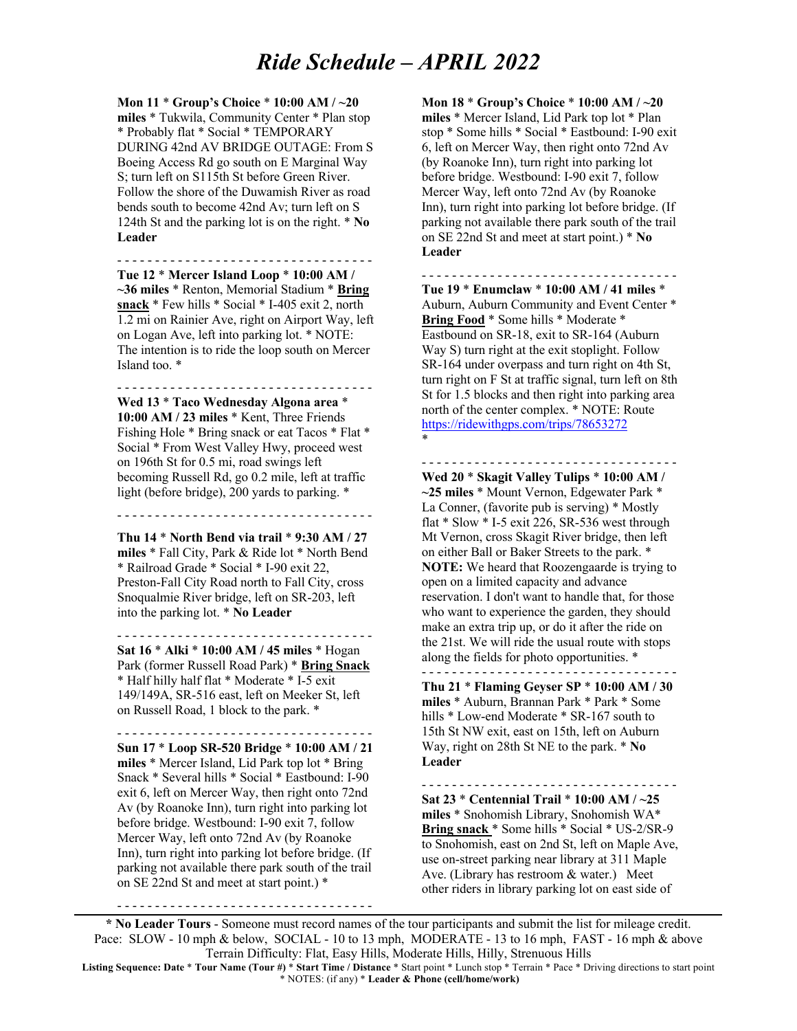# *Ride Schedule – APRIL 2022*

**Mon 11** * **Group's Choice** * **10:00 AM / ~20 miles** * Tukwila, Community Center * Plan stop * Probably flat * Social * TEMPORARY DURING 42nd AV BRIDGE OUTAGE: From S Boeing Access Rd go south on E Marginal Way S; turn left on S115th St before Green River. Follow the shore of the Duwamish River as road bends south to become 42nd Av; turn left on S 124th St and the parking lot is on the right. * **No Leader**

- - - - - - - - - - - - - - - - - - - - - - - - - - - - - - - - - -

**Tue 12** * **Mercer Island Loop** * **10:00 AM / ~36 miles** * Renton, Memorial Stadium * **Bring snack** * Few hills * Social * I-405 exit 2, north 1.2 mi on Rainier Ave, right on Airport Way, left on Logan Ave, left into parking lot. * NOTE: The intention is to ride the loop south on Mercer Island too. *

- - - - - - - - - - - - - - - - - - - - - - - - - - - - - - - - - -

**Wed 13** * **Taco Wednesday Algona area** * **10:00 AM / 23 miles** * Kent, Three Friends Fishing Hole * Bring snack or eat Tacos * Flat * Social * From West Valley Hwy, proceed west on 196th St for 0.5 mi, road swings left becoming Russell Rd, go 0.2 mile, left at traffic light (before bridge), 200 yards to parking. *

- - - - - - - - - - - - - - - - - - - - - - - - - - - - - - - - - -

**Thu 14** * **North Bend via trail** * **9:30 AM / 27 miles** * Fall City, Park & Ride lot * North Bend * Railroad Grade * Social * I-90 exit 22, Preston-Fall City Road north to Fall City, cross Snoqualmie River bridge, left on SR-203, left into the parking lot. * **No Leader**

- - - - - - - - - - - - - - - - - - - - - - - - - - - - - - - - - -

**Sat 16** * **Alki** * **10:00 AM / 45 miles** * Hogan Park (former Russell Road Park) * **Bring Snack** * Half hilly half flat * Moderate * I-5 exit 149/149A, SR-516 east, left on Meeker St, left on Russell Road, 1 block to the park. *

- - - - - - - - - - - - - - - - - - - - - - - - - - - - - - - - - -

**Sun 17** * **Loop SR-520 Bridge** * **10:00 AM / 21 miles** * Mercer Island, Lid Park top lot * Bring Snack * Several hills * Social * Eastbound: I-90 exit 6, left on Mercer Way, then right onto 72nd Av (by Roanoke Inn), turn right into parking lot before bridge. Westbound: I-90 exit 7, follow Mercer Way, left onto 72nd Av (by Roanoke Inn), turn right into parking lot before bridge. (If parking not available there park south of the trail on SE 22nd St and meet at start point.) *

- - - - - - - - - - - - - - - - - - - - - - - - - - - - - - - - - -

**Mon 18** * **Group's Choice** * **10:00 AM / ~20 miles** * Mercer Island, Lid Park top lot * Plan stop * Some hills * Social * Eastbound: I-90 exit 6, left on Mercer Way, then right onto 72nd Av (by Roanoke Inn), turn right into parking lot before bridge. Westbound: I-90 exit 7, follow Mercer Way, left onto 72nd Av (by Roanoke Inn), turn right into parking lot before bridge. (If parking not available there park south of the trail on SE 22nd St and meet at start point.) * **No Leader**

- - - - - - - - - - - - - - - - - - - - - - - - - - - - - - - - - -

**Tue 19** * **Enumclaw** * **10:00 AM / 41 miles** * Auburn, Auburn Community and Event Center * **Bring Food** * Some hills * Moderate * Eastbound on SR-18, exit to SR-164 (Auburn Way S) turn right at the exit stoplight. Follow SR-164 under overpass and turn right on 4th St, turn right on F St at traffic signal, turn left on 8th St for 1.5 blocks and then right into parking area north of the center complex. * NOTE: Route https://ridewithgps.com/trips/78653272 *

- - - - - - - - - - - - - - - - - - - - - - - - - - - - - - - - - -

**Wed 20** * **Skagit Valley Tulips** * **10:00 AM / ~25 miles** * Mount Vernon, Edgewater Park * La Conner, (favorite pub is serving) * Mostly flat * Slow * I-5 exit 226, SR-536 west through Mt Vernon, cross Skagit River bridge, then left on either Ball or Baker Streets to the park. * **NOTE:** We heard that Roozengaarde is trying to open on a limited capacity and advance reservation. I don't want to handle that, for those who want to experience the garden, they should make an extra trip up, or do it after the ride on the 21st. We will ride the usual route with stops along the fields for photo opportunities. *

- - - - - - - - - - - - - - - - - - - - - - - - - - - - - - - - - -

**Thu 21** * **Flaming Geyser SP** * **10:00 AM / 30 miles** * Auburn, Brannan Park * Park * Some hills * Low-end Moderate * SR-167 south to 15th St NW exit, east on 15th, left on Auburn Way, right on 28th St NE to the park. * **No Leader**

- - - - - - - - - - - - - - - - - - - - - - - - - - - - - - - - - -

**Sat 23** * **Centennial Trail** * **10:00 AM / ~25 miles** * Snohomish Library, Snohomish WA* **Bring snack** * Some hills * Social * US-2/SR-9 to Snohomish, east on 2nd St, left on Maple Ave, use on-street parking near library at 311 Maple Ave. (Library has restroom & water.) Meet other riders in library parking lot on east side of

---

**\* No Leader Tours** - Someone must record names of the tour participants and submit the list for mileage credit.
Pace: SLOW - 10 mph & below, SOCIAL - 10 to 13 mph, MODERATE - 13 to 16 mph, FAST - 16 mph & above
Terrain Difficulty: Flat, Easy Hills, Moderate Hills, Hilly, Strenuous Hills

**Listing Sequence: Date** * **Tour Name (Tour #)** * **Start Time / Distance** * Start point * Lunch stop * Terrain * Pace * Driving directions to start point * NOTES: (if any) * **Leader & Phone (cell/home/work)**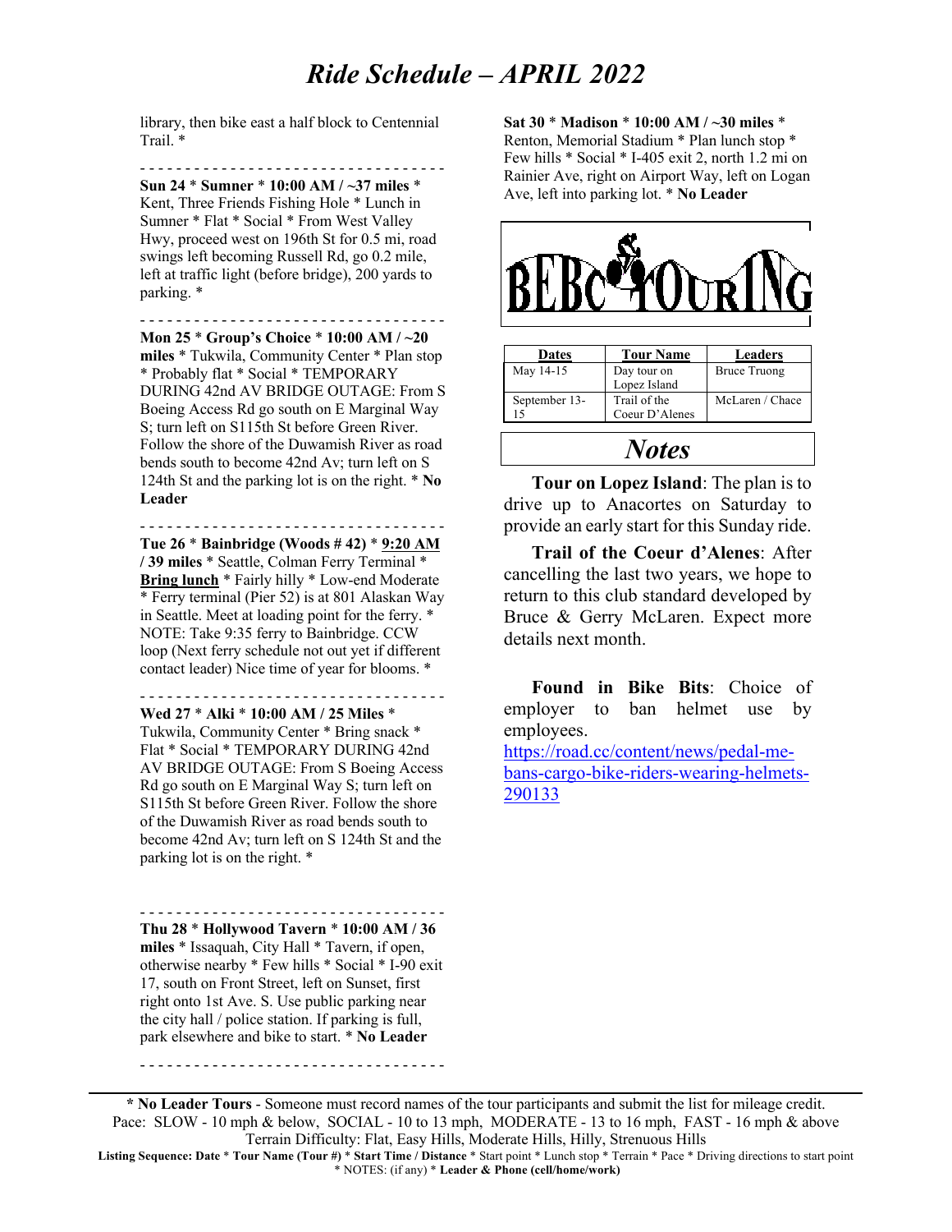# Ride Schedule – APRIL 2022

library, then bike east a half block to Centennial Trail. *

- - - - - - - - - - - - - - - - - - - - - - - - - - - - - - - - -

**Sun 24** * **Sumner** * **10:00 AM / ~37 miles** * Kent, Three Friends Fishing Hole * Lunch in Sumner * Flat * Social * From West Valley Hwy, proceed west on 196th St for 0.5 mi, road swings left becoming Russell Rd, go 0.2 mile, left at traffic light (before bridge), 200 yards to parking. *

- - - - - - - - - - - - - - - - - - - - - - - - - - - - - - - - -

**Mon 25** * **Group's Choice** * **10:00 AM / ~20 miles** * Tukwila, Community Center * Plan stop * Probably flat * Social * TEMPORARY DURING 42nd AV BRIDGE OUTAGE: From S Boeing Access Rd go south on E Marginal Way S; turn left on S115th St before Green River. Follow the shore of the Duwamish River as road bends south to become 42nd Av; turn left on S 124th St and the parking lot is on the right. * **No Leader**

- - - - - - - - - - - - - - - - - - - - - - - - - - - - - - - - -

**Tue 26** * **Bainbridge (Woods # 42)** * **<u>9:20 AM</u> / 39 miles** * Seattle, Colman Ferry Terminal * **<u>Bring lunch</u>** * Fairly hilly * Low-end Moderate * Ferry terminal (Pier 52) is at 801 Alaskan Way in Seattle. Meet at loading point for the ferry. * NOTE: Take 9:35 ferry to Bainbridge. CCW loop (Next ferry schedule not out yet if different contact leader) Nice time of year for blooms. *

- - - - - - - - - - - - - - - - - - - - - - - - - - - - - - - - -

**Wed 27** * **Alki** * **10:00 AM / 25 Miles** * Tukwila, Community Center * Bring snack * Flat * Social * TEMPORARY DURING 42nd AV BRIDGE OUTAGE: From S Boeing Access Rd go south on E Marginal Way S; turn left on S115th St before Green River. Follow the shore of the Duwamish River as road bends south to become 42nd Av; turn left on S 124th St and the parking lot is on the right. *

- - - - - - - - - - - - - - - - - - - - - - - - - - - - - - - - -

**Thu 28** * **Hollywood Tavern** * **10:00 AM / 36 miles** * Issaquah, City Hall * Tavern, if open, otherwise nearby * Few hills * Social * I-90 exit 17, south on Front Street, left on Sunset, first right onto 1st Ave. S. Use public parking near the city hall / police station. If parking is full, park elsewhere and bike to start. * **No Leader**

- - - - - - - - - - - - - - - - - - - - - - - - - - - - - - - - -

**Sat 30** * **Madison** * **10:00 AM / ~30 miles** * Renton, Memorial Stadium * Plan lunch stop * Few hills * Social * I-405 exit 2, north 1.2 mi on Rainier Ave, right on Airport Way, left on Logan Ave, left into parking lot. * **No Leader**

BEBC TOURING

| Dates | Tour Name | Leaders |
|---|---|---|
| May 14-15 | Day tour on Lopez Island | Bruce Truong |
| September 13-15 | Trail of the Coeur D'Alenes | McLaren / Chace |

## *Notes*

**Tour on Lopez Island**: The plan is to drive up to Anacortes on Saturday to provide an early start for this Sunday ride.

**Trail of the Coeur d'Alenes**: After cancelling the last two years, we hope to return to this club standard developed by Bruce & Gerry McLaren. Expect more details next month.

**Found in Bike Bits**: Choice of employer to ban helmet use by employees.
https://road.cc/content/news/pedal-me-bans-cargo-bike-riders-wearing-helmets-290133

---

**\* No Leader Tours** - Someone must record names of the tour participants and submit the list for mileage credit.
Pace: SLOW - 10 mph & below, SOCIAL - 10 to 13 mph, MODERATE - 13 to 16 mph, FAST - 16 mph & above
Terrain Difficulty: Flat, Easy Hills, Moderate Hills, Hilly, Strenuous Hills
**Listing Sequence: Date** * **Tour Name (Tour #)** * **Start Time / Distance** * Start point * Lunch stop * Terrain * Pace * Driving directions to start point * NOTES: (if any) * **Leader & Phone (cell/home/work)**